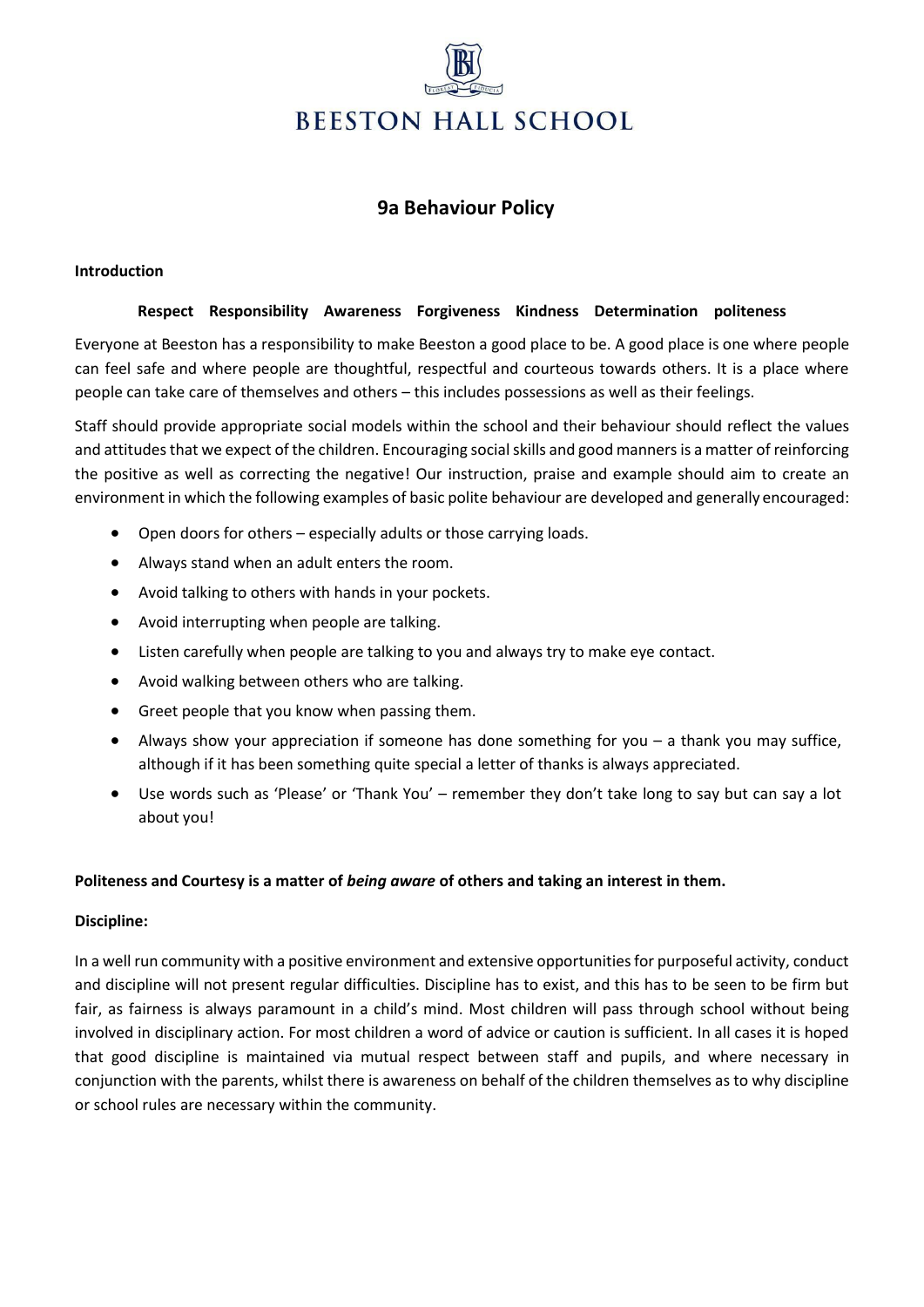# BEESTON HALL SCHOOL

## 9a Behaviour Policy

**Introduction**

**Respect Responsibility Awareness Forgiveness Kindness Determination politeness**

Everyone at Beeston has a responsibility to make Beeston a good place to be. A good place is one where people can feel safe and where people are thoughtful, respectful and courteous towards others. It is a place where people can take care of themselves and others – this includes possessions as well as their feelings.

Staff should provide appropriate social models within the school and their behaviour should reflect the values and attitudes that we expect of the children. Encouraging social skills and good manners is a matter of reinforcing the positive as well as correcting the negative! Our instruction, praise and example should aim to create an environment in which the following examples of basic polite behaviour are developed and generally encouraged:

- Open doors for others – especially adults or those carrying loads.
- Always stand when an adult enters the room.
- Avoid talking to others with hands in your pockets.
- Avoid interrupting when people are talking.
- Listen carefully when people are talking to you and always try to make eye contact.
- Avoid walking between others who are talking.
- Greet people that you know when passing them.
- Always show your appreciation if someone has done something for you – a thank you may suffice, although if it has been something quite special a letter of thanks is always appreciated.
- Use words such as 'Please' or 'Thank You' – remember they don't take long to say but can say a lot about you!

**Politeness and Courtesy is a matter of *being aware* of others and taking an interest in them.**

**Discipline:**

In a well run community with a positive environment and extensive opportunities for purposeful activity, conduct and discipline will not present regular difficulties. Discipline has to exist, and this has to be seen to be firm but fair, as fairness is always paramount in a child's mind. Most children will pass through school without being involved in disciplinary action. For most children a word of advice or caution is sufficient. In all cases it is hoped that good discipline is maintained via mutual respect between staff and pupils, and where necessary in conjunction with the parents, whilst there is awareness on behalf of the children themselves as to why discipline or school rules are necessary within the community.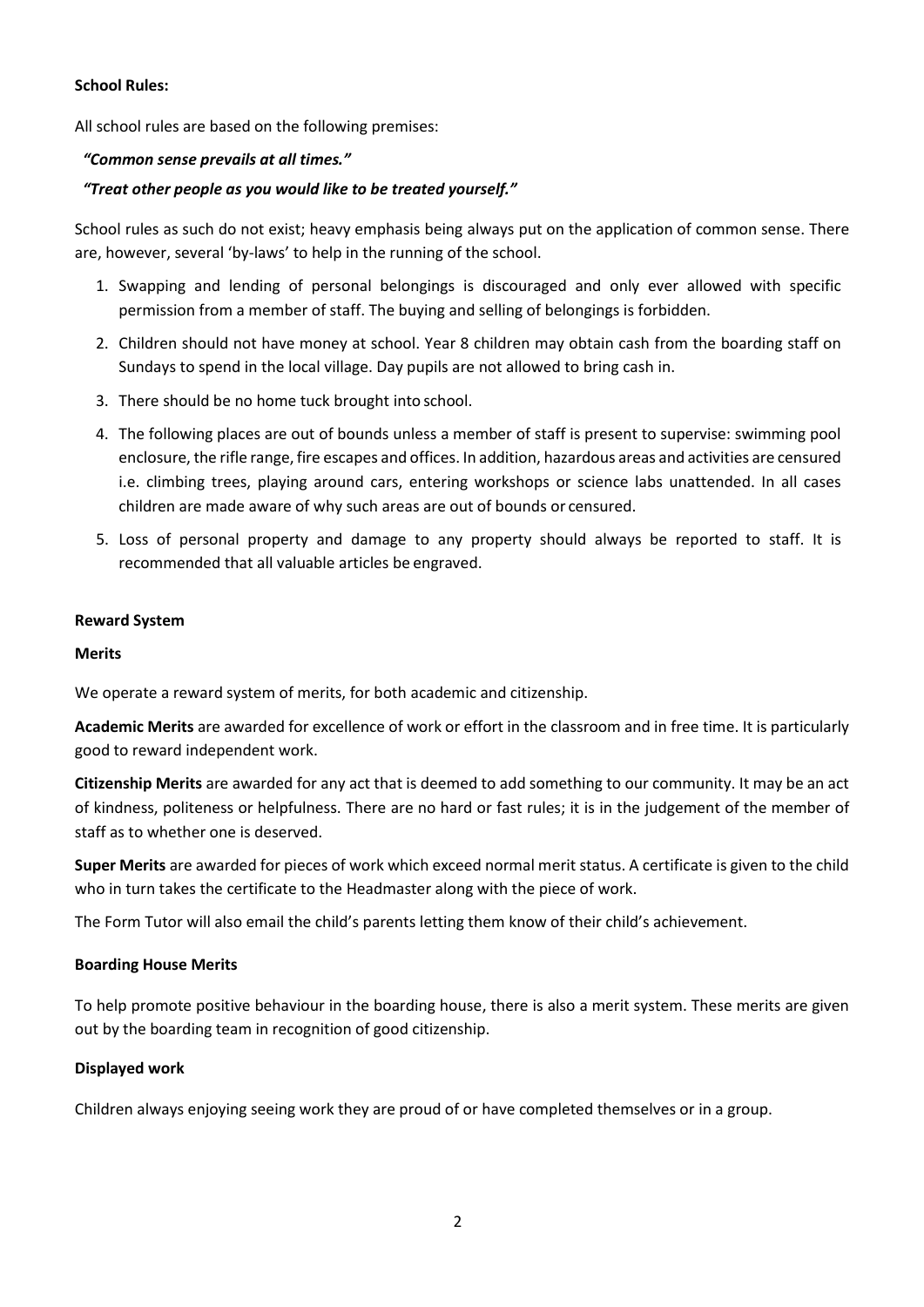**School Rules:**

All school rules are based on the following premises:

*"Common sense prevails at all times."*

*"Treat other people as you would like to be treated yourself."*

School rules as such do not exist; heavy emphasis being always put on the application of common sense. There are, however, several 'by-laws' to help in the running of the school.

1. Swapping and lending of personal belongings is discouraged and only ever allowed with specific permission from a member of staff. The buying and selling of belongings is forbidden.
2. Children should not have money at school. Year 8 children may obtain cash from the boarding staff on Sundays to spend in the local village. Day pupils are not allowed to bring cash in.
3. There should be no home tuck brought into school.
4. The following places are out of bounds unless a member of staff is present to supervise: swimming pool enclosure, the rifle range, fire escapes and offices. In addition, hazardous areas and activities are censured i.e. climbing trees, playing around cars, entering workshops or science labs unattended. In all cases children are made aware of why such areas are out of bounds or censured.
5. Loss of personal property and damage to any property should always be reported to staff. It is recommended that all valuable articles be engraved.

**Reward System**

**Merits**

We operate a reward system of merits, for both academic and citizenship.

**Academic Merits** are awarded for excellence of work or effort in the classroom and in free time. It is particularly good to reward independent work.

**Citizenship Merits** are awarded for any act that is deemed to add something to our community. It may be an act of kindness, politeness or helpfulness. There are no hard or fast rules; it is in the judgement of the member of staff as to whether one is deserved.

**Super Merits** are awarded for pieces of work which exceed normal merit status. A certificate is given to the child who in turn takes the certificate to the Headmaster along with the piece of work.

The Form Tutor will also email the child's parents letting them know of their child's achievement.

**Boarding House Merits**

To help promote positive behaviour in the boarding house, there is also a merit system. These merits are given out by the boarding team in recognition of good citizenship.

**Displayed work**

Children always enjoying seeing work they are proud of or have completed themselves or in a group.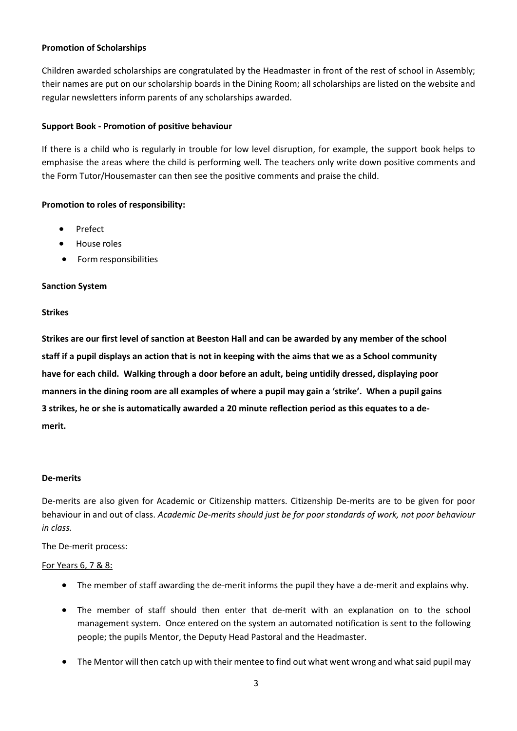**Promotion of Scholarships**

Children awarded scholarships are congratulated by the Headmaster in front of the rest of school in Assembly; their names are put on our scholarship boards in the Dining Room; all scholarships are listed on the website and regular newsletters inform parents of any scholarships awarded.

**Support Book - Promotion of positive behaviour**

If there is a child who is regularly in trouble for low level disruption, for example, the support book helps to emphasise the areas where the child is performing well. The teachers only write down positive comments and the Form Tutor/Housemaster can then see the positive comments and praise the child.

**Promotion to roles of responsibility:**

- Prefect
- House roles
- Form responsibilities

**Sanction System**

**Strikes**

**Strikes are our first level of sanction at Beeston Hall and can be awarded by any member of the school staff if a pupil displays an action that is not in keeping with the aims that we as a School community have for each child. Walking through a door before an adult, being untidily dressed, displaying poor manners in the dining room are all examples of where a pupil may gain a 'strike'. When a pupil gains 3 strikes, he or she is automatically awarded a 20 minute reflection period as this equates to a de-merit.**

**De-merits**

De-merits are also given for Academic or Citizenship matters. Citizenship De-merits are to be given for poor behaviour in and out of class. *Academic De-merits should just be for poor standards of work, not poor behaviour in class.*

The De-merit process:

For Years 6, 7 & 8:

- The member of staff awarding the de-merit informs the pupil they have a de-merit and explains why.
- The member of staff should then enter that de-merit with an explanation on to the school management system. Once entered on the system an automated notification is sent to the following people; the pupils Mentor, the Deputy Head Pastoral and the Headmaster.
- The Mentor will then catch up with their mentee to find out what went wrong and what said pupil may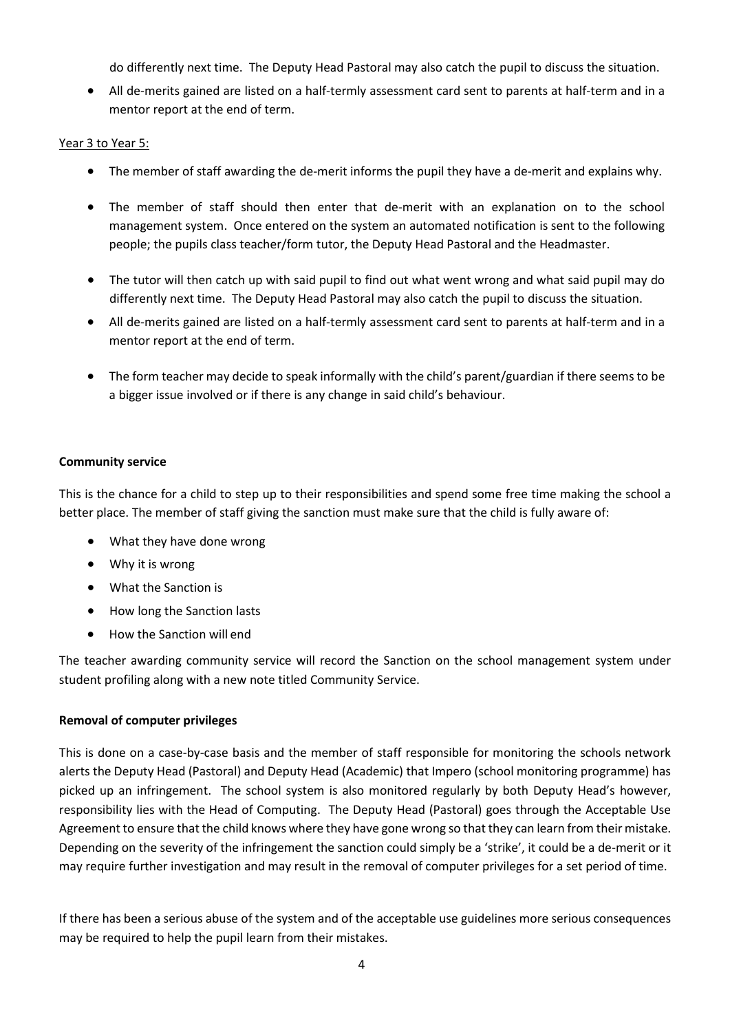do differently next time. The Deputy Head Pastoral may also catch the pupil to discuss the situation.

- All de-merits gained are listed on a half-termly assessment card sent to parents at half-term and in a mentor report at the end of term.

Year 3 to Year 5:

- The member of staff awarding the de-merit informs the pupil they have a de-merit and explains why.
- The member of staff should then enter that de-merit with an explanation on to the school management system. Once entered on the system an automated notification is sent to the following people; the pupils class teacher/form tutor, the Deputy Head Pastoral and the Headmaster.
- The tutor will then catch up with said pupil to find out what went wrong and what said pupil may do differently next time. The Deputy Head Pastoral may also catch the pupil to discuss the situation.
- All de-merits gained are listed on a half-termly assessment card sent to parents at half-term and in a mentor report at the end of term.
- The form teacher may decide to speak informally with the child's parent/guardian if there seems to be a bigger issue involved or if there is any change in said child's behaviour.

**Community service**

This is the chance for a child to step up to their responsibilities and spend some free time making the school a better place. The member of staff giving the sanction must make sure that the child is fully aware of:

- What they have done wrong
- Why it is wrong
- What the Sanction is
- How long the Sanction lasts
- How the Sanction will end

The teacher awarding community service will record the Sanction on the school management system under student profiling along with a new note titled Community Service.

**Removal of computer privileges**

This is done on a case-by-case basis and the member of staff responsible for monitoring the schools network alerts the Deputy Head (Pastoral) and Deputy Head (Academic) that Impero (school monitoring programme) has picked up an infringement. The school system is also monitored regularly by both Deputy Head's however, responsibility lies with the Head of Computing. The Deputy Head (Pastoral) goes through the Acceptable Use Agreement to ensure that the child knows where they have gone wrong so that they can learn from their mistake. Depending on the severity of the infringement the sanction could simply be a 'strike', it could be a de-merit or it may require further investigation and may result in the removal of computer privileges for a set period of time.

If there has been a serious abuse of the system and of the acceptable use guidelines more serious consequences may be required to help the pupil learn from their mistakes.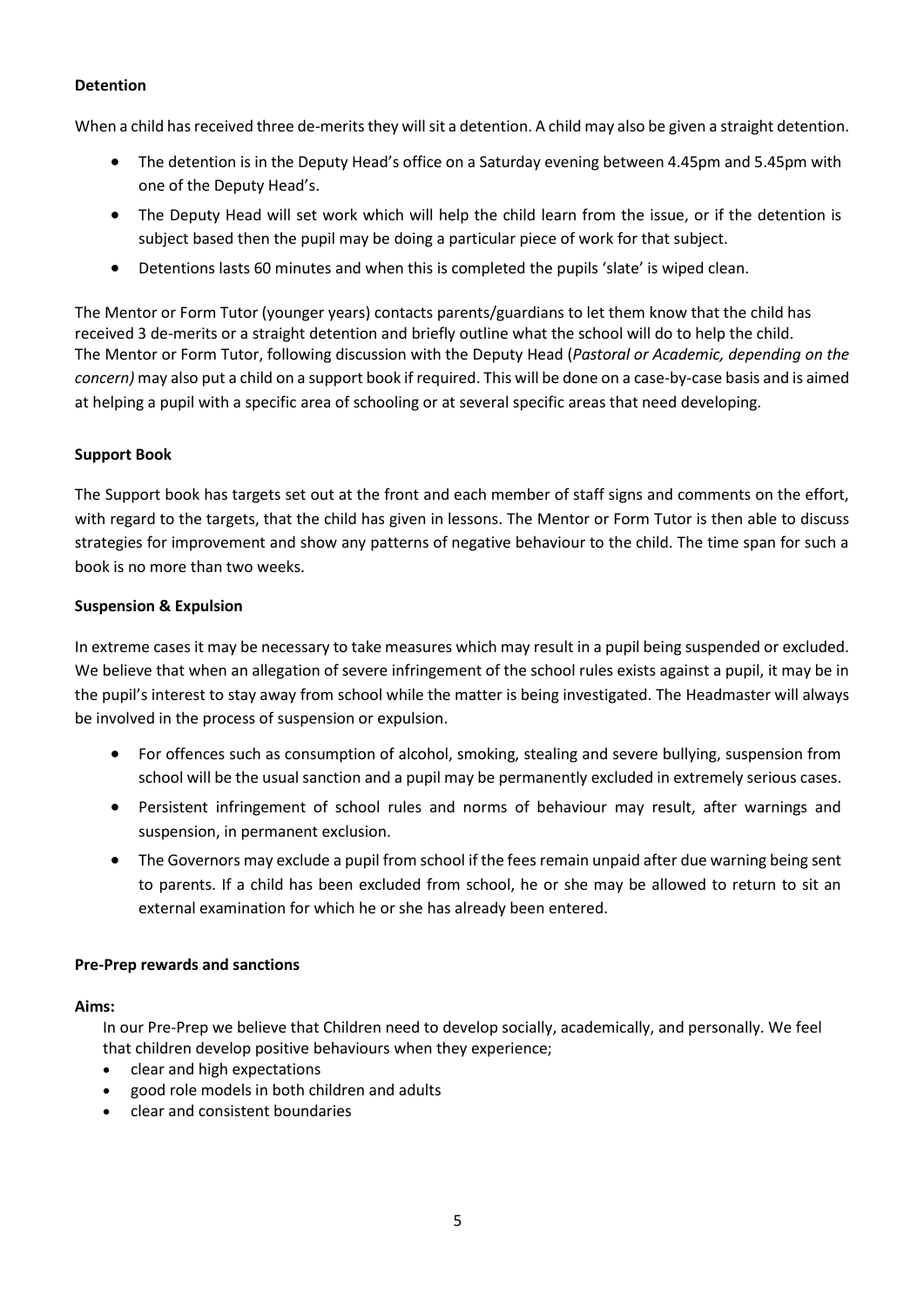**Detention**

When a child has received three de-merits they will sit a detention. A child may also be given a straight detention.

- The detention is in the Deputy Head's office on a Saturday evening between 4.45pm and 5.45pm with one of the Deputy Head's.
- The Deputy Head will set work which will help the child learn from the issue, or if the detention is subject based then the pupil may be doing a particular piece of work for that subject.
- Detentions lasts 60 minutes and when this is completed the pupils 'slate' is wiped clean.

The Mentor or Form Tutor (younger years) contacts parents/guardians to let them know that the child has received 3 de-merits or a straight detention and briefly outline what the school will do to help the child. The Mentor or Form Tutor, following discussion with the Deputy Head (*Pastoral or Academic, depending on the concern)* may also put a child on a support book if required. This will be done on a case-by-case basis and is aimed at helping a pupil with a specific area of schooling or at several specific areas that need developing.

**Support Book**

The Support book has targets set out at the front and each member of staff signs and comments on the effort, with regard to the targets, that the child has given in lessons. The Mentor or Form Tutor is then able to discuss strategies for improvement and show any patterns of negative behaviour to the child. The time span for such a book is no more than two weeks.

**Suspension & Expulsion**

In extreme cases it may be necessary to take measures which may result in a pupil being suspended or excluded. We believe that when an allegation of severe infringement of the school rules exists against a pupil, it may be in the pupil's interest to stay away from school while the matter is being investigated. The Headmaster will always be involved in the process of suspension or expulsion.

- For offences such as consumption of alcohol, smoking, stealing and severe bullying, suspension from school will be the usual sanction and a pupil may be permanently excluded in extremely serious cases.
- Persistent infringement of school rules and norms of behaviour may result, after warnings and suspension, in permanent exclusion.
- The Governors may exclude a pupil from school if the fees remain unpaid after due warning being sent to parents. If a child has been excluded from school, he or she may be allowed to return to sit an external examination for which he or she has already been entered.

**Pre-Prep rewards and sanctions**

**Aims:**

In our Pre-Prep we believe that Children need to develop socially, academically, and personally. We feel that children develop positive behaviours when they experience;

- clear and high expectations
- good role models in both children and adults
- clear and consistent boundaries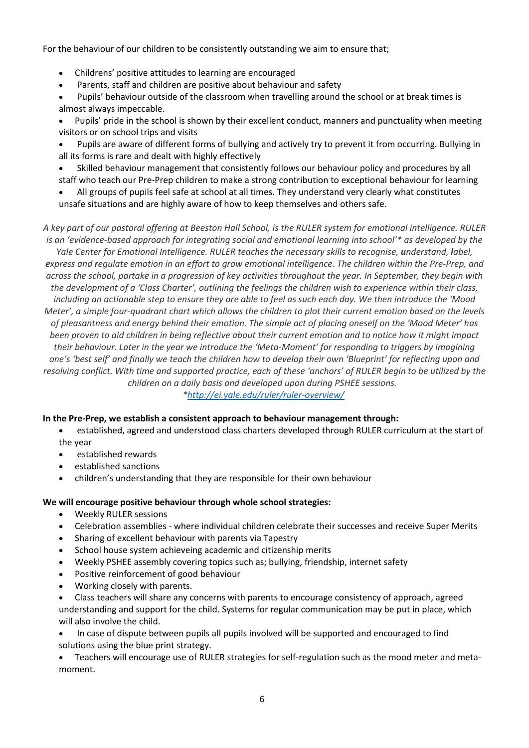For the behaviour of our children to be consistently outstanding we aim to ensure that;

- Childrens' positive attitudes to learning are encouraged
- Parents, staff and children are positive about behaviour and safety
- Pupils' behaviour outside of the classroom when travelling around the school or at break times is almost always impeccable.
- Pupils' pride in the school is shown by their excellent conduct, manners and punctuality when meeting visitors or on school trips and visits
- Pupils are aware of different forms of bullying and actively try to prevent it from occurring. Bullying in all its forms is rare and dealt with highly effectively
- Skilled behaviour management that consistently follows our behaviour policy and procedures by all staff who teach our Pre-Prep children to make a strong contribution to exceptional behaviour for learning
- All groups of pupils feel safe at school at all times. They understand very clearly what constitutes unsafe situations and are highly aware of how to keep themselves and others safe.

*A key part of our pastoral offering at Beeston Hall School, is the RULER system for emotional intelligence. RULER is an 'evidence-based approach for integrating social and emotional learning into school'* as developed by the Yale Center for Emotional Intelligence. RULER teaches the necessary skills to **r**ecognise, **u**nderstand, **l**abel, **e**xpress and **r**egulate emotion in an effort to grow emotional intelligence. The children within the Pre-Prep, and across the school, partake in a progression of key activities throughout the year. In September, they begin with the development of a 'Class Charter', outlining the feelings the children wish to experience within their class, including an actionable step to ensure they are able to feel as such each day. We then introduce the 'Mood Meter', a simple four-quadrant chart which allows the children to plot their current emotion based on the levels of pleasantness and energy behind their emotion. The simple act of placing oneself on the 'Mood Meter' has been proven to aid children in being reflective about their current emotion and to notice how it might impact their behaviour. Later in the year we introduce the 'Meta-Moment' for responding to triggers by imagining one's 'best self' and finally we teach the children how to develop their own 'Blueprint' for reflecting upon and resolving conflict. With time and supported practice, each of these 'anchors' of RULER begin to be utilized by the children on a daily basis and developed upon during PSHEE sessions.*

*[*http://ei.yale.edu/ruler/ruler-overview/](http://ei.yale.edu/ruler/ruler-overview/)*

**In the Pre-Prep, we establish a consistent approach to behaviour management through:**

- established, agreed and understood class charters developed through RULER curriculum at the start of the year
- established rewards
- established sanctions
- children's understanding that they are responsible for their own behaviour

**We will encourage positive behaviour through whole school strategies:**

- Weekly RULER sessions
- Celebration assemblies - where individual children celebrate their successes and receive Super Merits
- Sharing of excellent behaviour with parents via Tapestry
- School house system achieveing academic and citizenship merits
- Weekly PSHEE assembly covering topics such as; bullying, friendship, internet safety
- Positive reinforcement of good behaviour
- Working closely with parents.
- Class teachers will share any concerns with parents to encourage consistency of approach, agreed understanding and support for the child. Systems for regular communication may be put in place, which will also involve the child.
- In case of dispute between pupils all pupils involved will be supported and encouraged to find solutions using the blue print strategy.
- Teachers will encourage use of RULER strategies for self-regulation such as the mood meter and meta-moment.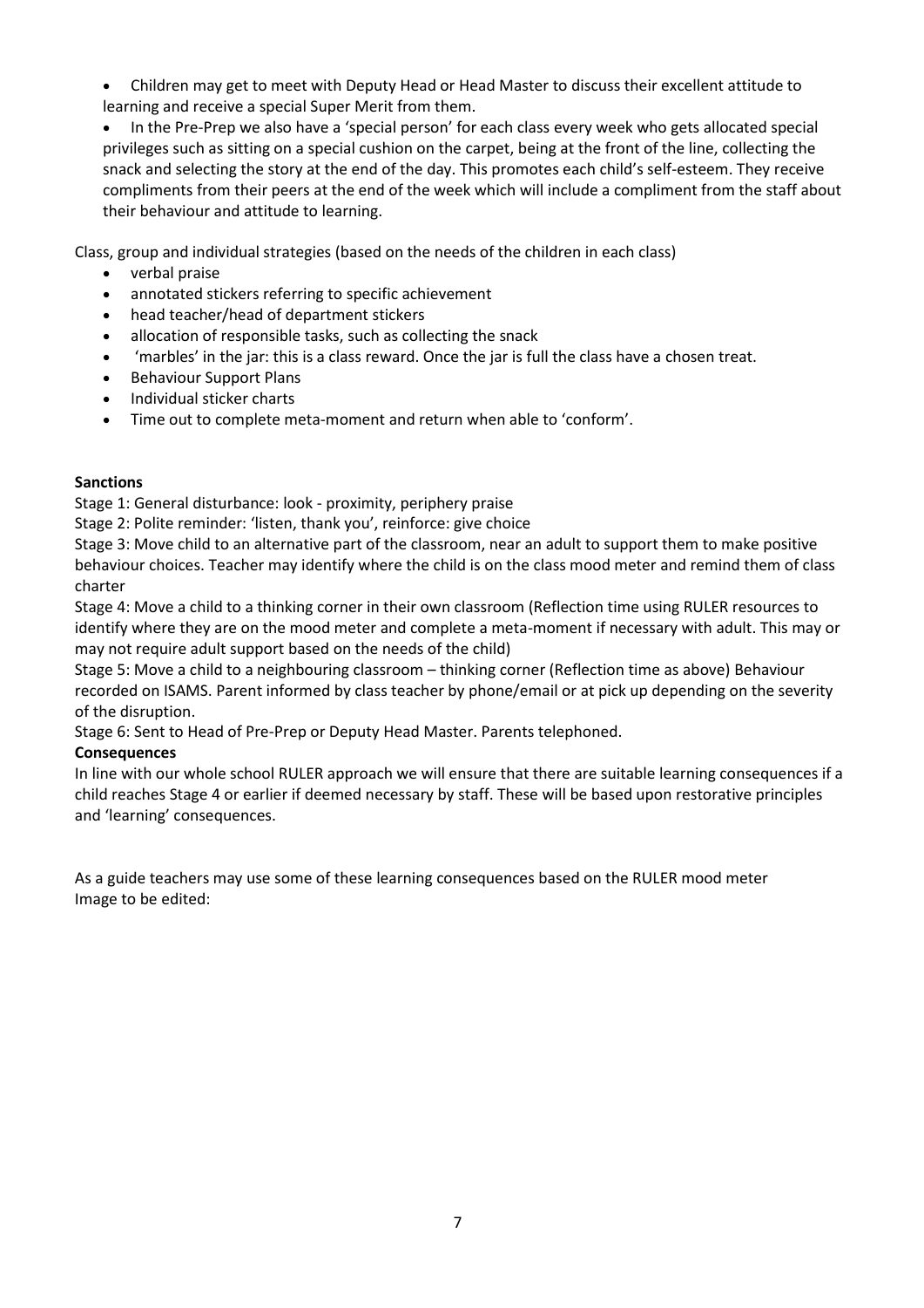- Children may get to meet with Deputy Head or Head Master to discuss their excellent attitude to learning and receive a special Super Merit from them.
- In the Pre-Prep we also have a 'special person' for each class every week who gets allocated special privileges such as sitting on a special cushion on the carpet, being at the front of the line, collecting the snack and selecting the story at the end of the day. This promotes each child's self-esteem. They receive compliments from their peers at the end of the week which will include a compliment from the staff about their behaviour and attitude to learning.

Class, group and individual strategies (based on the needs of the children in each class)

- verbal praise
- annotated stickers referring to specific achievement
- head teacher/head of department stickers
- allocation of responsible tasks, such as collecting the snack
- 'marbles' in the jar: this is a class reward. Once the jar is full the class have a chosen treat.
- Behaviour Support Plans
- Individual sticker charts
- Time out to complete meta-moment and return when able to 'conform'.

**Sanctions**

Stage 1: General disturbance: look - proximity, periphery praise

Stage 2: Polite reminder: 'listen, thank you', reinforce: give choice

Stage 3: Move child to an alternative part of the classroom, near an adult to support them to make positive behaviour choices. Teacher may identify where the child is on the class mood meter and remind them of class charter

Stage 4: Move a child to a thinking corner in their own classroom (Reflection time using RULER resources to identify where they are on the mood meter and complete a meta-moment if necessary with adult. This may or may not require adult support based on the needs of the child)

Stage 5: Move a child to a neighbouring classroom – thinking corner (Reflection time as above) Behaviour recorded on ISAMS. Parent informed by class teacher by phone/email or at pick up depending on the severity of the disruption.

Stage 6: Sent to Head of Pre-Prep or Deputy Head Master. Parents telephoned.

**Consequences**

In line with our whole school RULER approach we will ensure that there are suitable learning consequences if a child reaches Stage 4 or earlier if deemed necessary by staff. These will be based upon restorative principles and 'learning' consequences.

As a guide teachers may use some of these learning consequences based on the RULER mood meter
Image to be edited: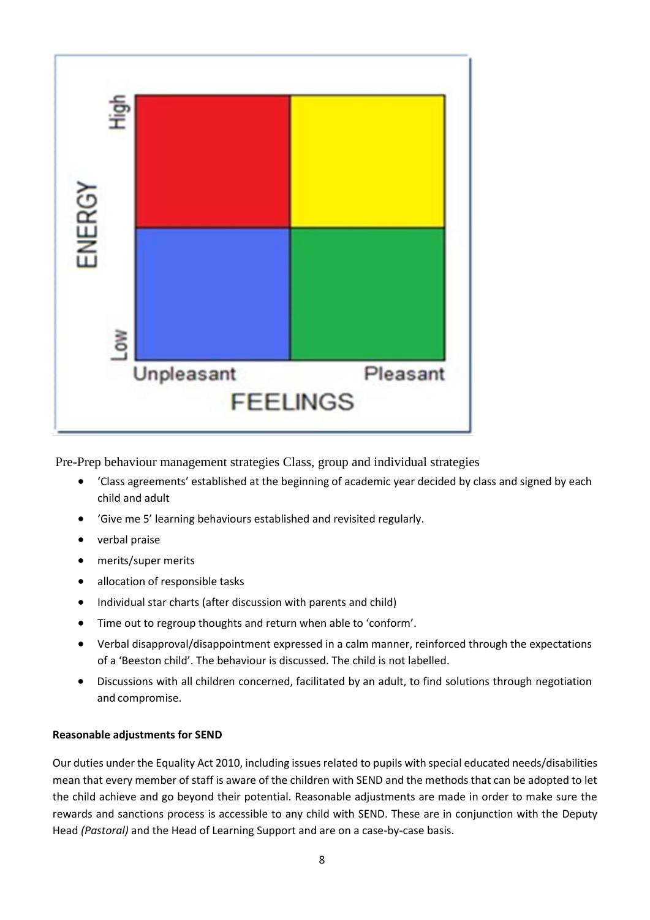Pre-Prep behaviour management strategies Class, group and individual strategies

- 'Class agreements' established at the beginning of academic year decided by class and signed by each child and adult
- 'Give me 5' learning behaviours established and revisited regularly.
- verbal praise
- merits/super merits
- allocation of responsible tasks
- Individual star charts (after discussion with parents and child)
- Time out to regroup thoughts and return when able to 'conform'.
- Verbal disapproval/disappointment expressed in a calm manner, reinforced through the expectations of a 'Beeston child'. The behaviour is discussed. The child is not labelled.
- Discussions with all children concerned, facilitated by an adult, to find solutions through negotiation and compromise.

**Reasonable adjustments for SEND**

Our duties under the Equality Act 2010, including issues related to pupils with special educated needs/disabilities mean that every member of staff is aware of the children with SEND and the methods that can be adopted to let the child achieve and go beyond their potential. Reasonable adjustments are made in order to make sure the rewards and sanctions process is accessible to any child with SEND. These are in conjunction with the Deputy Head *(Pastoral)* and the Head of Learning Support and are on a case-by-case basis.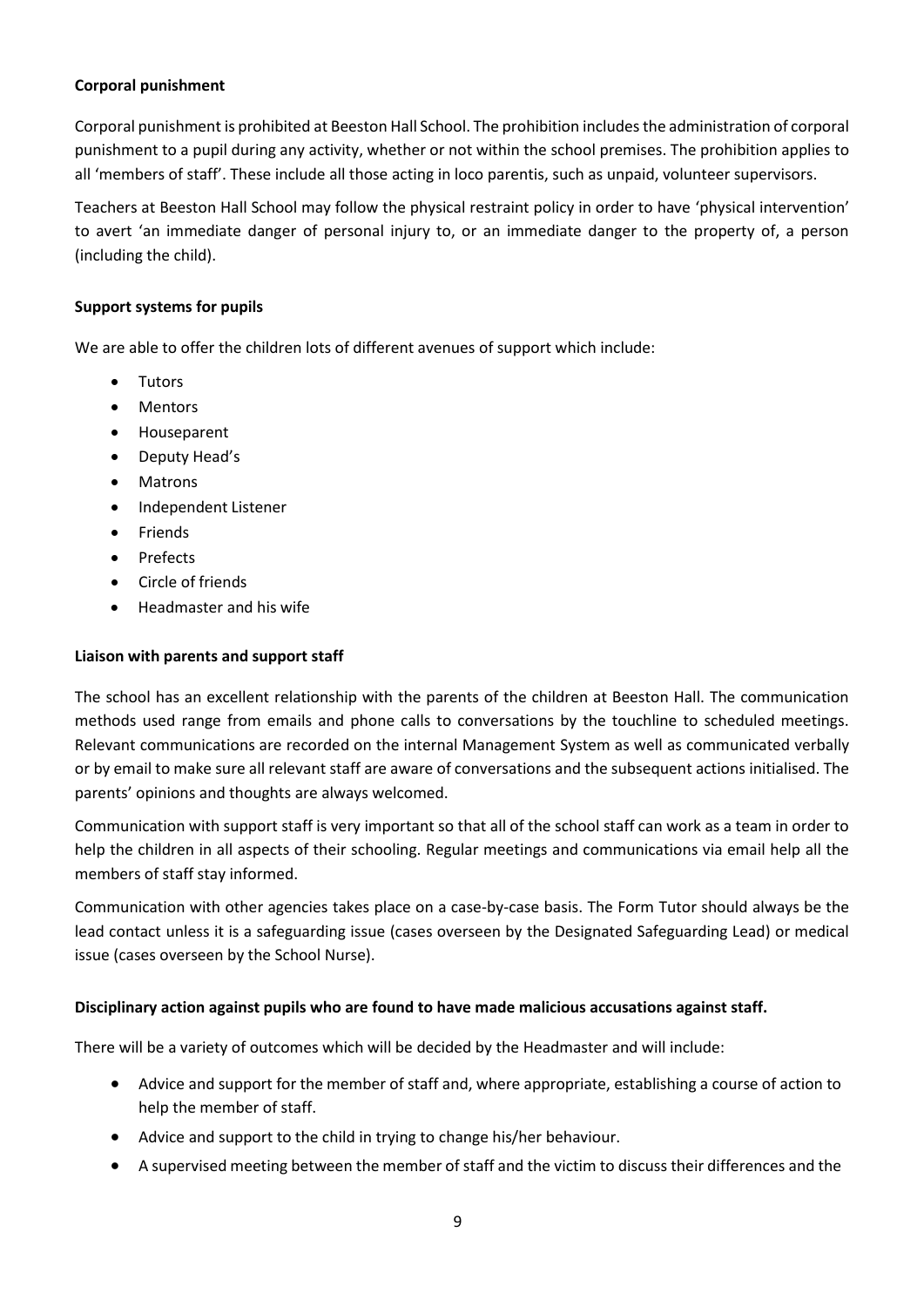**Corporal punishment**

Corporal punishment is prohibited at Beeston Hall School. The prohibition includes the administration of corporal punishment to a pupil during any activity, whether or not within the school premises. The prohibition applies to all 'members of staff'. These include all those acting in loco parentis, such as unpaid, volunteer supervisors.

Teachers at Beeston Hall School may follow the physical restraint policy in order to have 'physical intervention' to avert 'an immediate danger of personal injury to, or an immediate danger to the property of, a person (including the child).

**Support systems for pupils**

We are able to offer the children lots of different avenues of support which include:

- Tutors
- Mentors
- Houseparent
- Deputy Head's
- Matrons
- Independent Listener
- Friends
- Prefects
- Circle of friends
- Headmaster and his wife

**Liaison with parents and support staff**

The school has an excellent relationship with the parents of the children at Beeston Hall. The communication methods used range from emails and phone calls to conversations by the touchline to scheduled meetings. Relevant communications are recorded on the internal Management System as well as communicated verbally or by email to make sure all relevant staff are aware of conversations and the subsequent actions initialised. The parents' opinions and thoughts are always welcomed.

Communication with support staff is very important so that all of the school staff can work as a team in order to help the children in all aspects of their schooling. Regular meetings and communications via email help all the members of staff stay informed.

Communication with other agencies takes place on a case-by-case basis. The Form Tutor should always be the lead contact unless it is a safeguarding issue (cases overseen by the Designated Safeguarding Lead) or medical issue (cases overseen by the School Nurse).

**Disciplinary action against pupils who are found to have made malicious accusations against staff.**

There will be a variety of outcomes which will be decided by the Headmaster and will include:

- Advice and support for the member of staff and, where appropriate, establishing a course of action to help the member of staff.
- Advice and support to the child in trying to change his/her behaviour.
- A supervised meeting between the member of staff and the victim to discuss their differences and the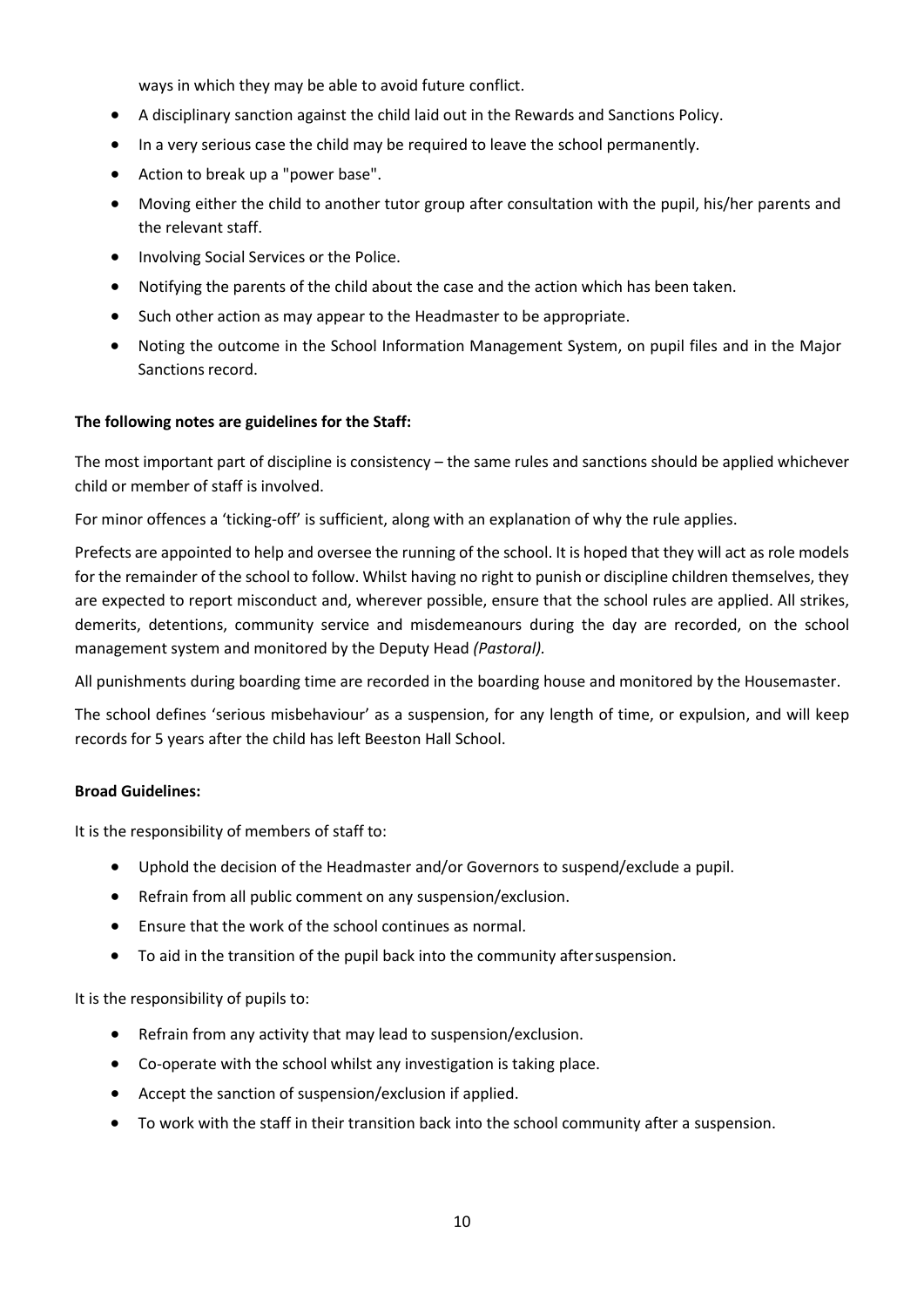ways in which they may be able to avoid future conflict.

- A disciplinary sanction against the child laid out in the Rewards and Sanctions Policy.
- In a very serious case the child may be required to leave the school permanently.
- Action to break up a "power base".
- Moving either the child to another tutor group after consultation with the pupil, his/her parents and the relevant staff.
- Involving Social Services or the Police.
- Notifying the parents of the child about the case and the action which has been taken.
- Such other action as may appear to the Headmaster to be appropriate.
- Noting the outcome in the School Information Management System, on pupil files and in the Major Sanctions record.

**The following notes are guidelines for the Staff:**

The most important part of discipline is consistency – the same rules and sanctions should be applied whichever child or member of staff is involved.

For minor offences a 'ticking-off' is sufficient, along with an explanation of why the rule applies.

Prefects are appointed to help and oversee the running of the school. It is hoped that they will act as role models for the remainder of the school to follow. Whilst having no right to punish or discipline children themselves, they are expected to report misconduct and, wherever possible, ensure that the school rules are applied. All strikes, demerits, detentions, community service and misdemeanours during the day are recorded, on the school management system and monitored by the Deputy Head *(Pastoral).*

All punishments during boarding time are recorded in the boarding house and monitored by the Housemaster.

The school defines 'serious misbehaviour' as a suspension, for any length of time, or expulsion, and will keep records for 5 years after the child has left Beeston Hall School.

**Broad Guidelines:**

It is the responsibility of members of staff to:

- Uphold the decision of the Headmaster and/or Governors to suspend/exclude a pupil.
- Refrain from all public comment on any suspension/exclusion.
- Ensure that the work of the school continues as normal.
- To aid in the transition of the pupil back into the community after suspension.

It is the responsibility of pupils to:

- Refrain from any activity that may lead to suspension/exclusion.
- Co-operate with the school whilst any investigation is taking place.
- Accept the sanction of suspension/exclusion if applied.
- To work with the staff in their transition back into the school community after a suspension.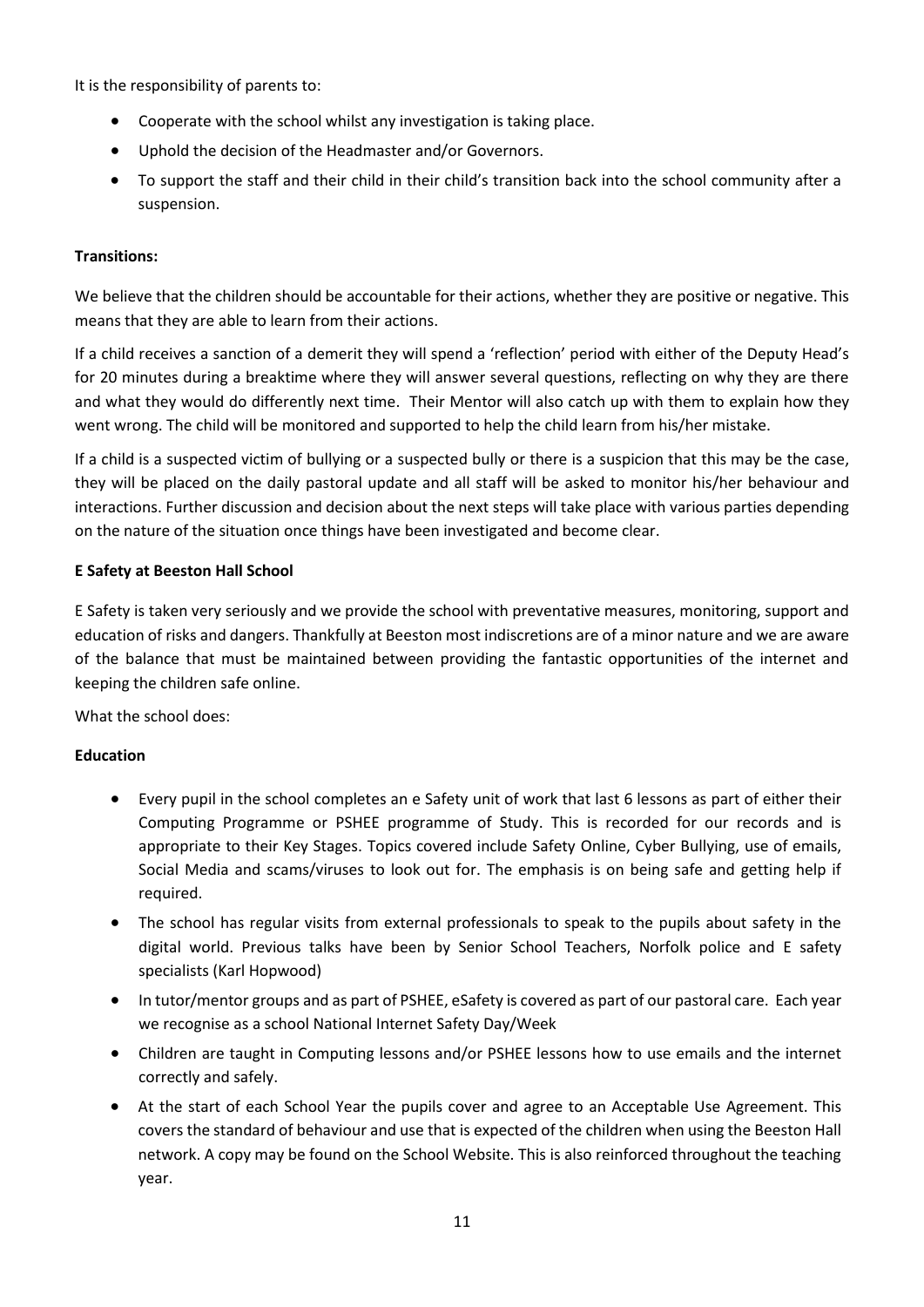It is the responsibility of parents to:

- Cooperate with the school whilst any investigation is taking place.
- Uphold the decision of the Headmaster and/or Governors.
- To support the staff and their child in their child's transition back into the school community after a suspension.

**Transitions:**

We believe that the children should be accountable for their actions, whether they are positive or negative. This means that they are able to learn from their actions.

If a child receives a sanction of a demerit they will spend a 'reflection' period with either of the Deputy Head's for 20 minutes during a breaktime where they will answer several questions, reflecting on why they are there and what they would do differently next time. Their Mentor will also catch up with them to explain how they went wrong. The child will be monitored and supported to help the child learn from his/her mistake.

If a child is a suspected victim of bullying or a suspected bully or there is a suspicion that this may be the case, they will be placed on the daily pastoral update and all staff will be asked to monitor his/her behaviour and interactions. Further discussion and decision about the next steps will take place with various parties depending on the nature of the situation once things have been investigated and become clear.

**E Safety at Beeston Hall School**

E Safety is taken very seriously and we provide the school with preventative measures, monitoring, support and education of risks and dangers. Thankfully at Beeston most indiscretions are of a minor nature and we are aware of the balance that must be maintained between providing the fantastic opportunities of the internet and keeping the children safe online.

What the school does:

**Education**

- Every pupil in the school completes an e Safety unit of work that last 6 lessons as part of either their Computing Programme or PSHEE programme of Study. This is recorded for our records and is appropriate to their Key Stages. Topics covered include Safety Online, Cyber Bullying, use of emails, Social Media and scams/viruses to look out for. The emphasis is on being safe and getting help if required.
- The school has regular visits from external professionals to speak to the pupils about safety in the digital world. Previous talks have been by Senior School Teachers, Norfolk police and E safety specialists (Karl Hopwood)
- In tutor/mentor groups and as part of PSHEE, eSafety is covered as part of our pastoral care. Each year we recognise as a school National Internet Safety Day/Week
- Children are taught in Computing lessons and/or PSHEE lessons how to use emails and the internet correctly and safely.
- At the start of each School Year the pupils cover and agree to an Acceptable Use Agreement. This covers the standard of behaviour and use that is expected of the children when using the Beeston Hall network. A copy may be found on the School Website. This is also reinforced throughout the teaching year.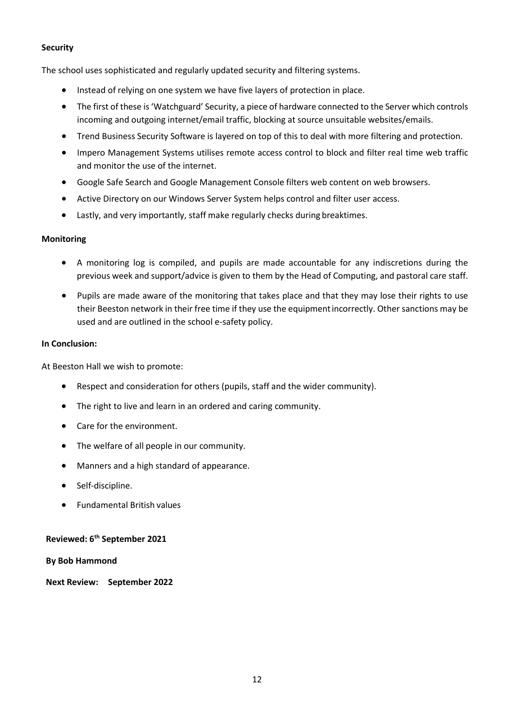**Security**

The school uses sophisticated and regularly updated security and filtering systems.

- Instead of relying on one system we have five layers of protection in place.
- The first of these is 'Watchguard' Security, a piece of hardware connected to the Server which controls incoming and outgoing internet/email traffic, blocking at source unsuitable websites/emails.
- Trend Business Security Software is layered on top of this to deal with more filtering and protection.
- Impero Management Systems utilises remote access control to block and filter real time web traffic and monitor the use of the internet.
- Google Safe Search and Google Management Console filters web content on web browsers.
- Active Directory on our Windows Server System helps control and filter user access.
- Lastly, and very importantly, staff make regularly checks during breaktimes.

**Monitoring**

- A monitoring log is compiled, and pupils are made accountable for any indiscretions during the previous week and support/advice is given to them by the Head of Computing, and pastoral care staff.
- Pupils are made aware of the monitoring that takes place and that they may lose their rights to use their Beeston network in their free time if they use the equipment incorrectly. Other sanctions may be used and are outlined in the school e-safety policy.

**In Conclusion:**

At Beeston Hall we wish to promote:

- Respect and consideration for others (pupils, staff and the wider community).
- The right to live and learn in an ordered and caring community.
- Care for the environment.
- The welfare of all people in our community.
- Manners and a high standard of appearance.
- Self-discipline.
- Fundamental British values

**Reviewed: 6th September 2021**

**By Bob Hammond**

**Next Review: September 2022**